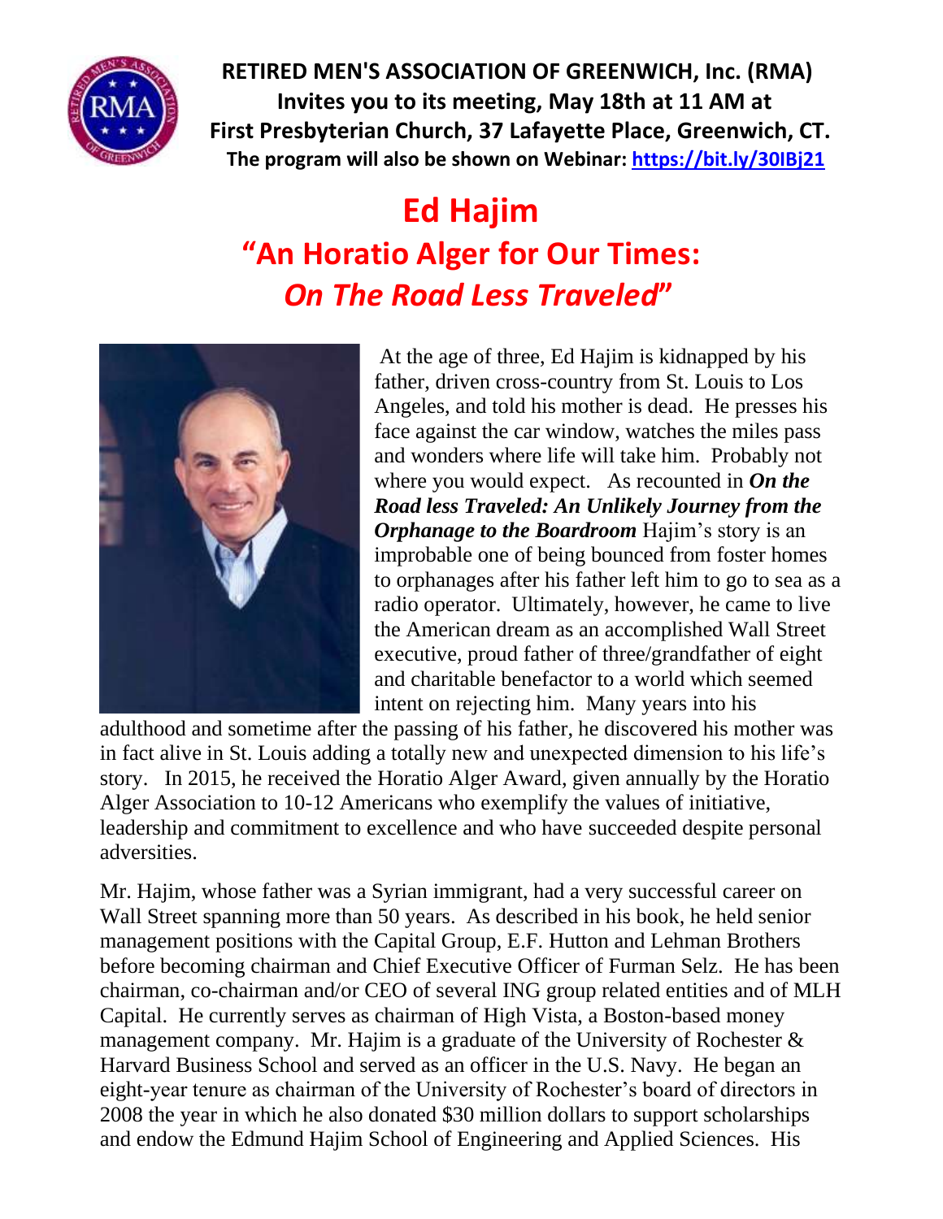**RETIRED MEN'S ASSOCIATION OF GREENWICH, Inc. (RMA)**
**Invites you to its meeting, May 18th at 11 AM at**
**First Presbyterian Church, 37 Lafayette Place, Greenwich, CT.**
**The program will also be shown on Webinar: https://bit.ly/30IBj21**

# Ed Hajim

## "An Horatio Alger for Our Times: *On The Road Less Traveled*"

At the age of three, Ed Hajim is kidnapped by his father, driven cross-country from St. Louis to Los Angeles, and told his mother is dead. He presses his face against the car window, watches the miles pass and wonders where life will take him. Probably not where you would expect. As recounted in ***On the Road less Traveled: An Unlikely Journey from the Orphanage to the Boardroom*** Hajim's story is an improbable one of being bounced from foster homes to orphanages after his father left him to go to sea as a radio operator. Ultimately, however, he came to live the American dream as an accomplished Wall Street executive, proud father of three/grandfather of eight and charitable benefactor to a world which seemed intent on rejecting him. Many years into his adulthood and sometime after the passing of his father, he discovered his mother was in fact alive in St. Louis adding a totally new and unexpected dimension to his life's story. In 2015, he received the Horatio Alger Award, given annually by the Horatio Alger Association to 10-12 Americans who exemplify the values of initiative, leadership and commitment to excellence and who have succeeded despite personal adversities.

Mr. Hajim, whose father was a Syrian immigrant, had a very successful career on Wall Street spanning more than 50 years. As described in his book, he held senior management positions with the Capital Group, E.F. Hutton and Lehman Brothers before becoming chairman and Chief Executive Officer of Furman Selz. He has been chairman, co-chairman and/or CEO of several ING group related entities and of MLH Capital. He currently serves as chairman of High Vista, a Boston-based money management company. Mr. Hajim is a graduate of the University of Rochester & Harvard Business School and served as an officer in the U.S. Navy. He began an eight-year tenure as chairman of the University of Rochester's board of directors in 2008 the year in which he also donated $30 million dollars to support scholarships and endow the Edmund Hajim School of Engineering and Applied Sciences. His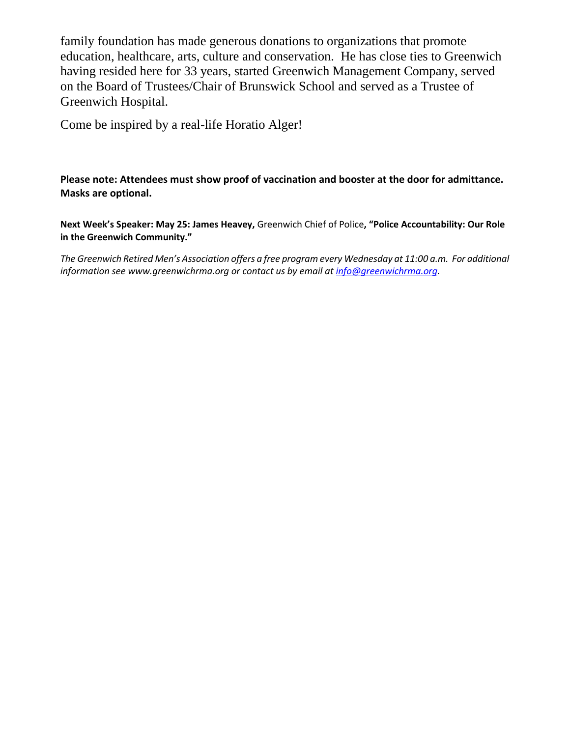family foundation has made generous donations to organizations that promote education, healthcare, arts, culture and conservation. He has close ties to Greenwich having resided here for 33 years, started Greenwich Management Company, served on the Board of Trustees/Chair of Brunswick School and served as a Trustee of Greenwich Hospital.

Come be inspired by a real-life Horatio Alger!

**Please note: Attendees must show proof of vaccination and booster at the door for admittance. Masks are optional.**

**Next Week's Speaker: May 25: James Heavey,** Greenwich Chief of Police**, "Police Accountability: Our Role in the Greenwich Community."**

*The Greenwich Retired Men's Association offers a free program every Wednesday at 11:00 a.m. For additional information see www.greenwichrma.org or contact us by email at info@greenwichrma.org.*